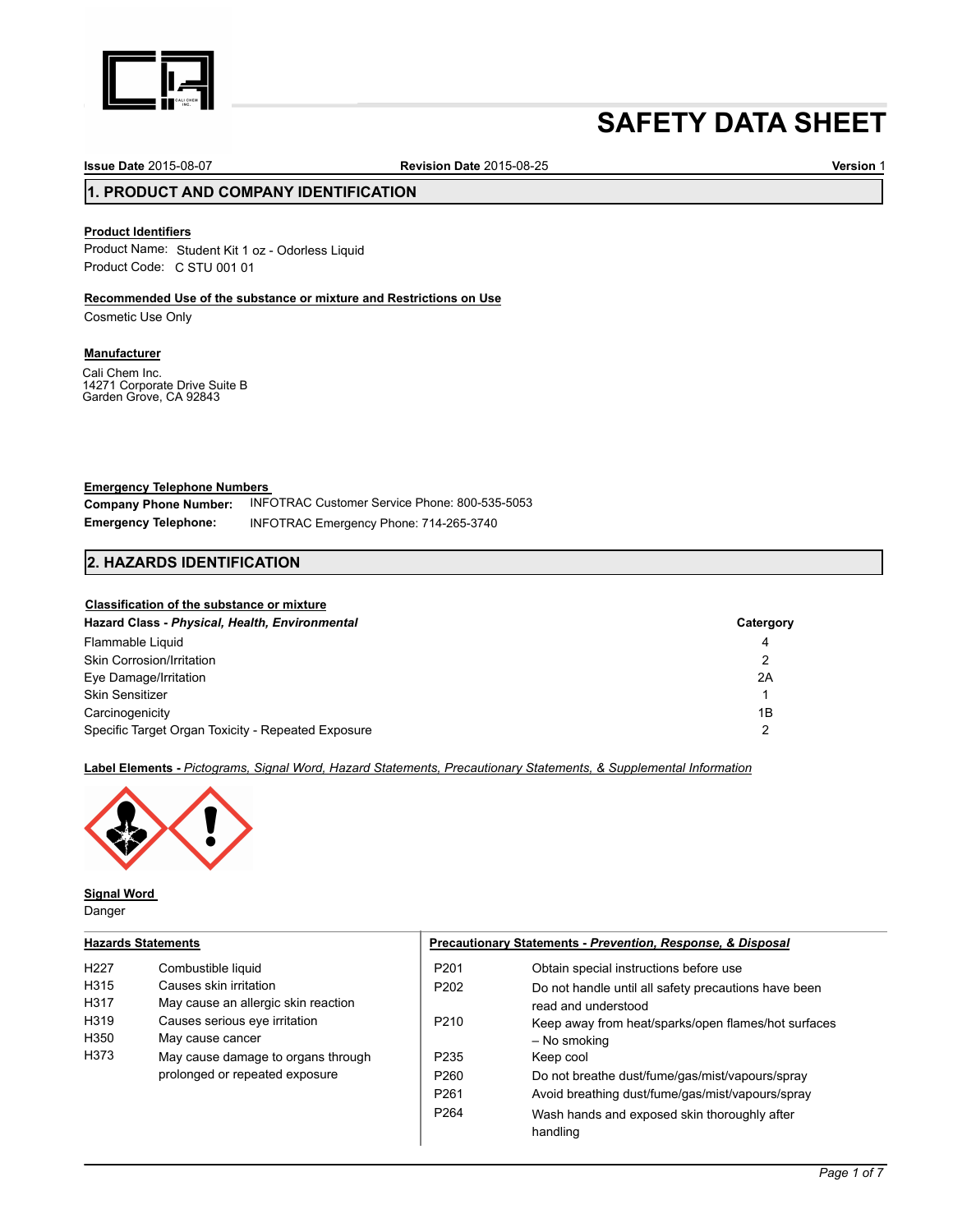# SAFETY DATA SHEET

**Issue Date** 2015-08-07 **Revision Date** 2015-08-25 **Version** 1

## 1. PRODUCT AND COMPANY IDENTIFICATION

**Product Identifiers**

Product Name: Student Kit 1 oz - Odorless Liquid
Product Code: C STU 001 01

**Recommended Use of the substance or mixture and Restrictions on Use**

Cosmetic Use Only

**Manufacturer**

Cali Chem Inc.
14271 Corporate Drive Suite B
Garden Grove, CA 92843

**Emergency Telephone Numbers**

**Company Phone Number:** INFOTRAC Customer Service Phone: 800-535-5053
**Emergency Telephone:** INFOTRAC Emergency Phone: 714-265-3740

## 2. HAZARDS IDENTIFICATION

**Classification of the substance or mixture**

| Hazard Class - *Physical, Health, Environmental* | Catergory |
|---|---|
| Flammable Liquid | 4 |
| Skin Corrosion/Irritation | 2 |
| Eye Damage/Irritation | 2A |
| Skin Sensitizer | 1 |
| Carcinogenicity | 1B |
| Specific Target Organ Toxicity - Repeated Exposure | 2 |

**Label Elements** - *Pictograms, Signal Word, Hazard Statements, Precautionary Statements, & Supplemental Information*

**Signal Word**

Danger

**Hazards Statements**

| | |
|---|---|
| H227 | Combustible liquid |
| H315 | Causes skin irritation |
| H317 | May cause an allergic skin reaction |
| H319 | Causes serious eye irritation |
| H350 | May cause cancer |
| H373 | May cause damage to organs through prolonged or repeated exposure |

**Precautionary Statements** - *Prevention, Response, & Disposal*

| | |
|---|---|
| P201 | Obtain special instructions before use |
| P202 | Do not handle until all safety precautions have been read and understood |
| P210 | Keep away from heat/sparks/open flames/hot surfaces – No smoking |
| P235 | Keep cool |
| P260 | Do not breathe dust/fume/gas/mist/vapours/spray |
| P261 | Avoid breathing dust/fume/gas/mist/vapours/spray |
| P264 | Wash hands and exposed skin thoroughly after handling |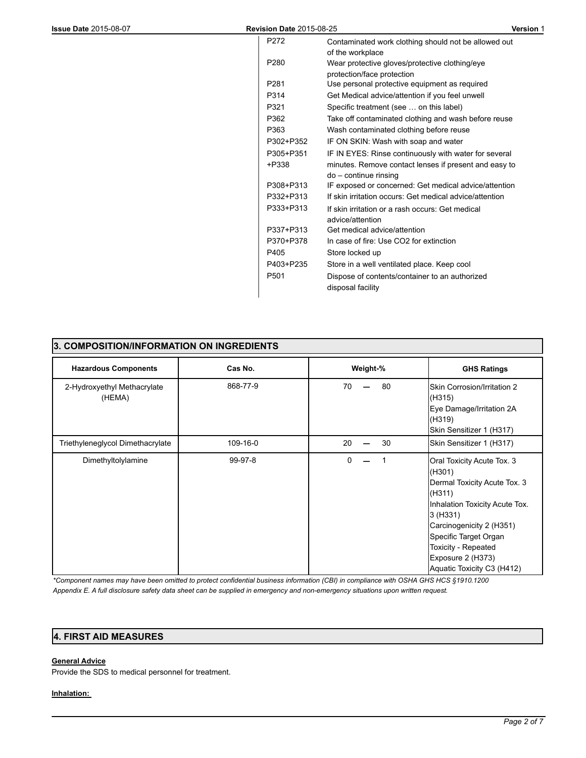| | |
|---|---|
| P272 | Contaminated work clothing should not be allowed out of the workplace |
| P280 | Wear protective gloves/protective clothing/eye protection/face protection |
| P281 | Use personal protective equipment as required |
| P314 | Get Medical advice/attention if you feel unwell |
| P321 | Specific treatment (see … on this label) |
| P362 | Take off contaminated clothing and wash before reuse |
| P363 | Wash contaminated clothing before reuse |
| P302+P352 | IF ON SKIN: Wash with soap and water |
| P305+P351 +P338 | IF IN EYES: Rinse continuously with water for several minutes. Remove contact lenses if present and easy to do – continue rinsing |
| P308+P313 | IF exposed or concerned: Get medical advice/attention |
| P332+P313 | If skin irritation occurs: Get medical advice/attention |
| P333+P313 | If skin irritation or a rash occurs: Get medical advice/attention |
| P337+P313 | Get medical advice/attention |
| P370+P378 | In case of fire: Use CO2 for extinction |
| P405 | Store locked up |
| P403+P235 | Store in a well ventilated place. Keep cool |
| P501 | Dispose of contents/container to an authorized disposal facility |

## 3. COMPOSITION/INFORMATION ON INGREDIENTS

| Hazardous Components | Cas No. | Weight-% | GHS Ratings |
|---|---|---|---|
| 2-Hydroxyethyl Methacrylate (HEMA) | 868-77-9 | 70 — 80 | Skin Corrosion/Irritation 2 (H315)<br>Eye Damage/Irritation 2A (H319)<br>Skin Sensitizer 1 (H317) |
| Triethyleneglycol Dimethacrylate | 109-16-0 | 20 — 30 | Skin Sensitizer 1 (H317) |
| Dimethyltolylamine | 99-97-8 | 0 — 1 | Oral Toxicity Acute Tox. 3 (H301)<br>Dermal Toxicity Acute Tox. 3 (H311)<br>Inhalation Toxicity Acute Tox. 3 (H331)<br>Carcinogenicity 2 (H351)<br>Specific Target Organ Toxicity - Repeated Exposure 2 (H373)<br>Aquatic Toxicity C3 (H412) |

*\*Component names may have been omitted to protect confidential business information (CBI) in compliance with OSHA GHS HCS §1910.1200 Appendix E. A full disclosure safety data sheet can be supplied in emergency and non-emergency situations upon written request.*

## 4. FIRST AID MEASURES

**General Advice**

Provide the SDS to medical personnel for treatment.

**Inhalation:**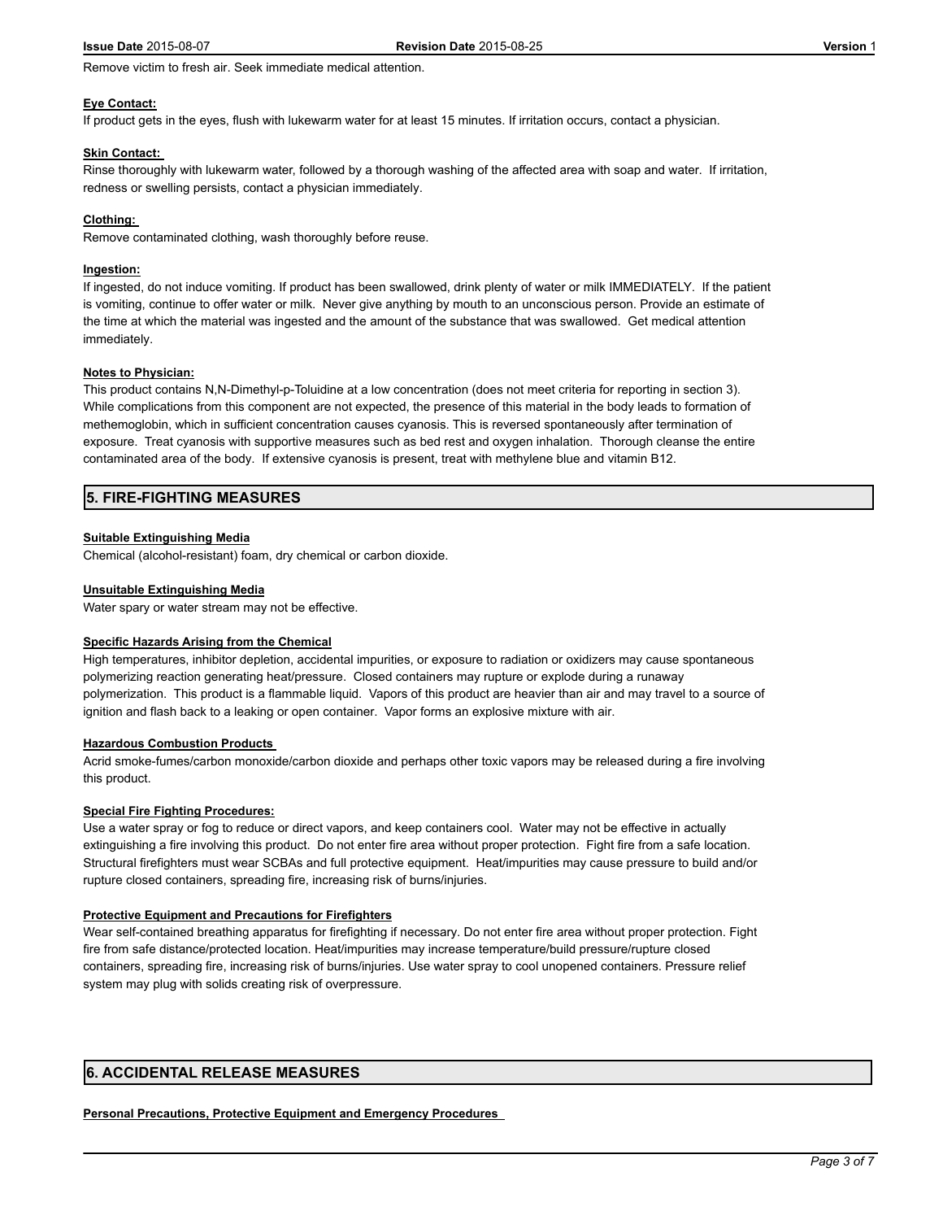Remove victim to fresh air. Seek immediate medical attention.

**Eye Contact:**

If product gets in the eyes, flush with lukewarm water for at least 15 minutes. If irritation occurs, contact a physician.

**Skin Contact:**

Rinse thoroughly with lukewarm water, followed by a thorough washing of the affected area with soap and water. If irritation, redness or swelling persists, contact a physician immediately.

**Clothing:**

Remove contaminated clothing, wash thoroughly before reuse.

**Ingestion:**

If ingested, do not induce vomiting. If product has been swallowed, drink plenty of water or milk IMMEDIATELY. If the patient is vomiting, continue to offer water or milk. Never give anything by mouth to an unconscious person. Provide an estimate of the time at which the material was ingested and the amount of the substance that was swallowed. Get medical attention immediately.

**Notes to Physician:**

This product contains N,N-Dimethyl-p-Toluidine at a low concentration (does not meet criteria for reporting in section 3). While complications from this component are not expected, the presence of this material in the body leads to formation of methemoglobin, which in sufficient concentration causes cyanosis. This is reversed spontaneously after termination of exposure. Treat cyanosis with supportive measures such as bed rest and oxygen inhalation. Thorough cleanse the entire contaminated area of the body. If extensive cyanosis is present, treat with methylene blue and vitamin B12.

## 5. FIRE-FIGHTING MEASURES

**Suitable Extinguishing Media**

Chemical (alcohol-resistant) foam, dry chemical or carbon dioxide.

**Unsuitable Extinguishing Media**

Water spary or water stream may not be effective.

**Specific Hazards Arising from the Chemical**

High temperatures, inhibitor depletion, accidental impurities, or exposure to radiation or oxidizers may cause spontaneous polymerizing reaction generating heat/pressure. Closed containers may rupture or explode during a runaway polymerization. This product is a flammable liquid. Vapors of this product are heavier than air and may travel to a source of ignition and flash back to a leaking or open container. Vapor forms an explosive mixture with air.

**Hazardous Combustion Products**

Acrid smoke-fumes/carbon monoxide/carbon dioxide and perhaps other toxic vapors may be released during a fire involving this product.

**Special Fire Fighting Procedures:**

Use a water spray or fog to reduce or direct vapors, and keep containers cool. Water may not be effective in actually extinguishing a fire involving this product. Do not enter fire area without proper protection. Fight fire from a safe location. Structural firefighters must wear SCBAs and full protective equipment. Heat/impurities may cause pressure to build and/or rupture closed containers, spreading fire, increasing risk of burns/injuries.

**Protective Equipment and Precautions for Firefighters**

Wear self-contained breathing apparatus for firefighting if necessary. Do not enter fire area without proper protection. Fight fire from safe distance/protected location. Heat/impurities may increase temperature/build pressure/rupture closed containers, spreading fire, increasing risk of burns/injuries. Use water spray to cool unopened containers. Pressure relief system may plug with solids creating risk of overpressure.

## 6. ACCIDENTAL RELEASE MEASURES

**Personal Precautions, Protective Equipment and Emergency Procedures**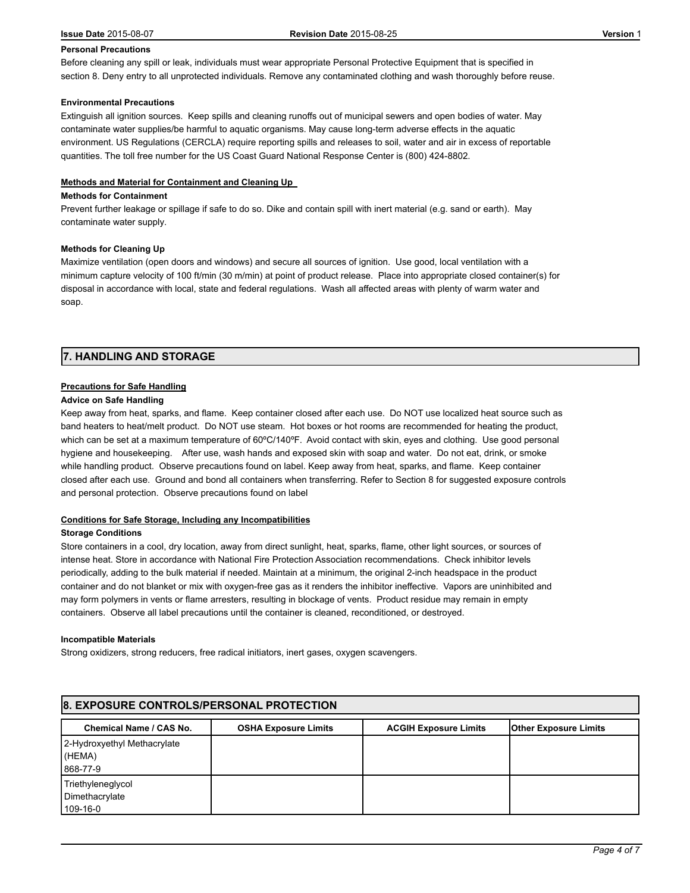**Personal Precautions**

Before cleaning any spill or leak, individuals must wear appropriate Personal Protective Equipment that is specified in section 8. Deny entry to all unprotected individuals. Remove any contaminated clothing and wash thoroughly before reuse.

**Environmental Precautions**

Extinguish all ignition sources. Keep spills and cleaning runoffs out of municipal sewers and open bodies of water. May contaminate water supplies/be harmful to aquatic organisms. May cause long-term adverse effects in the aquatic environment. US Regulations (CERCLA) require reporting spills and releases to soil, water and air in excess of reportable quantities. The toll free number for the US Coast Guard National Response Center is (800) 424-8802.

**Methods and Material for Containment and Cleaning Up**

**Methods for Containment**

Prevent further leakage or spillage if safe to do so. Dike and contain spill with inert material (e.g. sand or earth). May contaminate water supply.

**Methods for Cleaning Up**

Maximize ventilation (open doors and windows) and secure all sources of ignition. Use good, local ventilation with a minimum capture velocity of 100 ft/min (30 m/min) at point of product release. Place into appropriate closed container(s) for disposal in accordance with local, state and federal regulations. Wash all affected areas with plenty of warm water and soap.

## 7. HANDLING AND STORAGE

**Precautions for Safe Handling**

**Advice on Safe Handling**

Keep away from heat, sparks, and flame. Keep container closed after each use. Do NOT use localized heat source such as band heaters to heat/melt product. Do NOT use steam. Hot boxes or hot rooms are recommended for heating the product, which can be set at a maximum temperature of 60ºC/140ºF. Avoid contact with skin, eyes and clothing. Use good personal hygiene and housekeeping. After use, wash hands and exposed skin with soap and water. Do not eat, drink, or smoke while handling product. Observe precautions found on label. Keep away from heat, sparks, and flame. Keep container closed after each use. Ground and bond all containers when transferring. Refer to Section 8 for suggested exposure controls and personal protection. Observe precautions found on label

**Conditions for Safe Storage, Including any Incompatibilities**

**Storage Conditions**

Store containers in a cool, dry location, away from direct sunlight, heat, sparks, flame, other light sources, or sources of intense heat. Store in accordance with National Fire Protection Association recommendations. Check inhibitor levels periodically, adding to the bulk material if needed. Maintain at a minimum, the original 2-inch headspace in the product container and do not blanket or mix with oxygen-free gas as it renders the inhibitor ineffective. Vapors are uninhibited and may form polymers in vents or flame arresters, resulting in blockage of vents. Product residue may remain in empty containers. Observe all label precautions until the container is cleaned, reconditioned, or destroyed.

**Incompatible Materials**

Strong oxidizers, strong reducers, free radical initiators, inert gases, oxygen scavengers.

## 8. EXPOSURE CONTROLS/PERSONAL PROTECTION

| Chemical Name / CAS No. | OSHA Exposure Limits | ACGIH Exposure Limits | Other Exposure Limits |
|---|---|---|---|
| 2-Hydroxyethyl Methacrylate (HEMA) 868-77-9 | | | |
| Triethyleneglycol Dimethacrylate 109-16-0 | | | |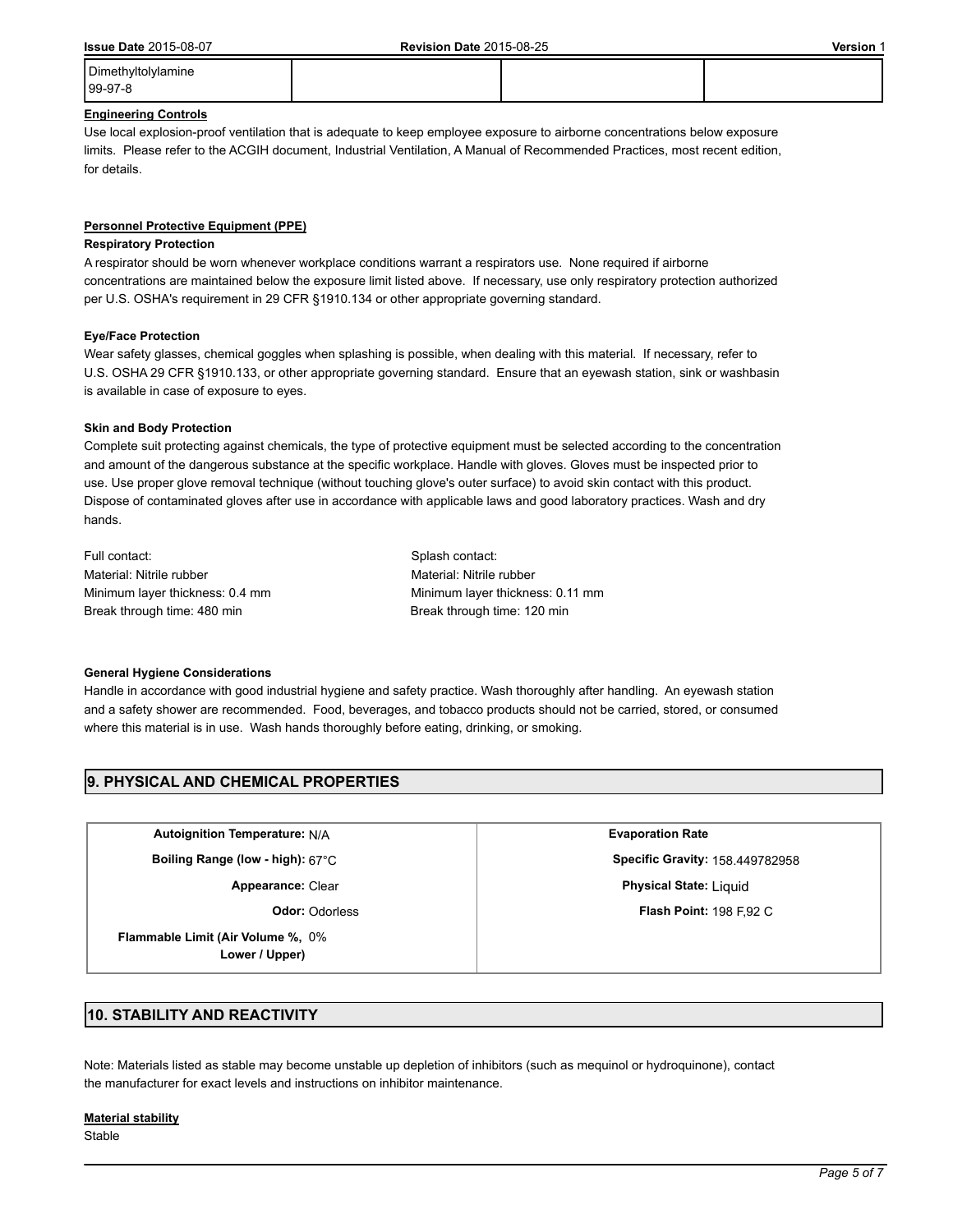| Dimethyltolylamine 99-97-8 | | | |
|---|---|---|---|

**Engineering Controls**

Use local explosion-proof ventilation that is adequate to keep employee exposure to airborne concentrations below exposure limits. Please refer to the ACGIH document, Industrial Ventilation, A Manual of Recommended Practices, most recent edition, for details.

**Personnel Protective Equipment (PPE)**

**Respiratory Protection**

A respirator should be worn whenever workplace conditions warrant a respirators use. None required if airborne concentrations are maintained below the exposure limit listed above. If necessary, use only respiratory protection authorized per U.S. OSHA's requirement in 29 CFR §1910.134 or other appropriate governing standard.

**Eye/Face Protection**

Wear safety glasses, chemical goggles when splashing is possible, when dealing with this material. If necessary, refer to U.S. OSHA 29 CFR §1910.133, or other appropriate governing standard. Ensure that an eyewash station, sink or washbasin is available in case of exposure to eyes.

**Skin and Body Protection**

Complete suit protecting against chemicals, the type of protective equipment must be selected according to the concentration and amount of the dangerous substance at the specific workplace. Handle with gloves. Gloves must be inspected prior to use. Use proper glove removal technique (without touching glove's outer surface) to avoid skin contact with this product. Dispose of contaminated gloves after use in accordance with applicable laws and good laboratory practices. Wash and dry hands.

Full contact:
Material: Nitrile rubber
Minimum layer thickness: 0.4 mm
Break through time: 480 min

Splash contact:
Material: Nitrile rubber
Minimum layer thickness: 0.11 mm
Break through time: 120 min

**General Hygiene Considerations**

Handle in accordance with good industrial hygiene and safety practice. Wash thoroughly after handling. An eyewash station and a safety shower are recommended. Food, beverages, and tobacco products should not be carried, stored, or consumed where this material is in use. Wash hands thoroughly before eating, drinking, or smoking.

## 9. PHYSICAL AND CHEMICAL PROPERTIES

| | |
|---|---|
| **Autoignition Temperature:** N/A | **Evaporation Rate** |
| **Boiling Range (low - high):** 67°C | **Specific Gravity:** 158.449782958 |
| **Appearance:** Clear | **Physical State:** Liquid |
| **Odor:** Odorless | **Flash Point:** 198 F,92 C |
| **Flammable Limit (Air Volume %, Lower / Upper)** 0% | |

## 10. STABILITY AND REACTIVITY

Note: Materials listed as stable may become unstable up depletion of inhibitors (such as mequinol or hydroquinone), contact the manufacturer for exact levels and instructions on inhibitor maintenance.

**Material stability**

Stable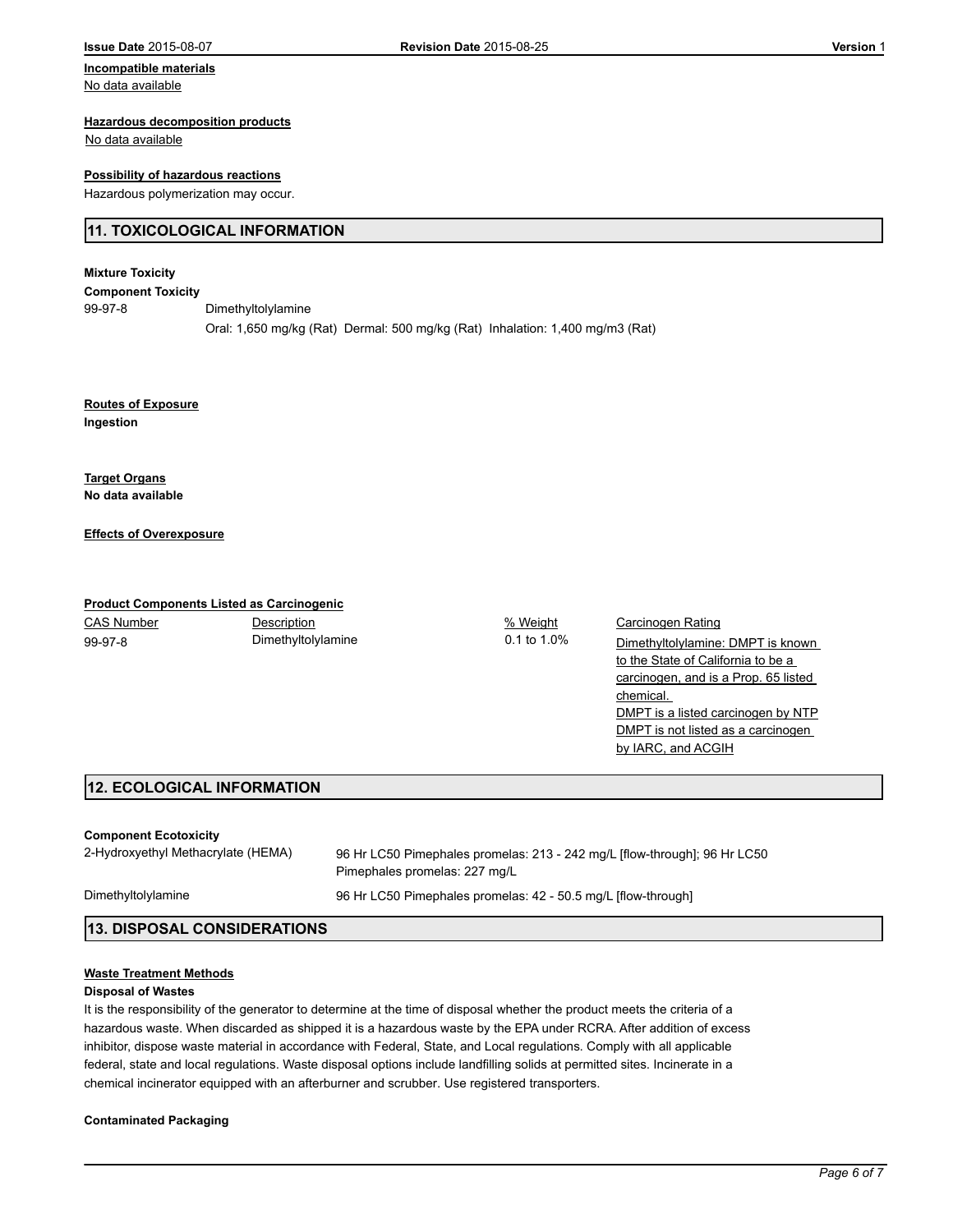**Incompatible materials**
No data available

**Hazardous decomposition products**
No data available

**Possibility of hazardous reactions**
Hazardous polymerization may occur.

## 11. TOXICOLOGICAL INFORMATION

**Mixture Toxicity**

**Component Toxicity**

| | |
|---|---|
| 99-97-8 | Dimethyltolylamine |
| | Oral: 1,650 mg/kg (Rat) Dermal: 500 mg/kg (Rat) Inhalation: 1,400 mg/m3 (Rat) |

**Routes of Exposure**

**Ingestion**

**Target Organs**

**No data available**

**Effects of Overexposure**

**Product Components Listed as Carcinogenic**

| CAS Number | Description | % Weight | Carcinogen Rating |
|---|---|---|---|
| 99-97-8 | Dimethyltolylamine | 0.1 to 1.0% | Dimethyltolylamine: DMPT is known to the State of California to be a carcinogen, and is a Prop. 65 listed chemical. DMPT is a listed carcinogen by NTP DMPT is not listed as a carcinogen by IARC, and ACGIH |

## 12. ECOLOGICAL INFORMATION

**Component Ecotoxicity**

| | |
|---|---|
| 2-Hydroxyethyl Methacrylate (HEMA) | 96 Hr LC50 Pimephales promelas: 213 - 242 mg/L [flow-through]; 96 Hr LC50 Pimephales promelas: 227 mg/L |
| Dimethyltolylamine | 96 Hr LC50 Pimephales promelas: 42 - 50.5 mg/L [flow-through] |

## 13. DISPOSAL CONSIDERATIONS

**Waste Treatment Methods**

**Disposal of Wastes**

It is the responsibility of the generator to determine at the time of disposal whether the product meets the criteria of a hazardous waste. When discarded as shipped it is a hazardous waste by the EPA under RCRA. After addition of excess inhibitor, dispose waste material in accordance with Federal, State, and Local regulations. Comply with all applicable federal, state and local regulations. Waste disposal options include landfilling solids at permitted sites. Incinerate in a chemical incinerator equipped with an afterburner and scrubber. Use registered transporters.

**Contaminated Packaging**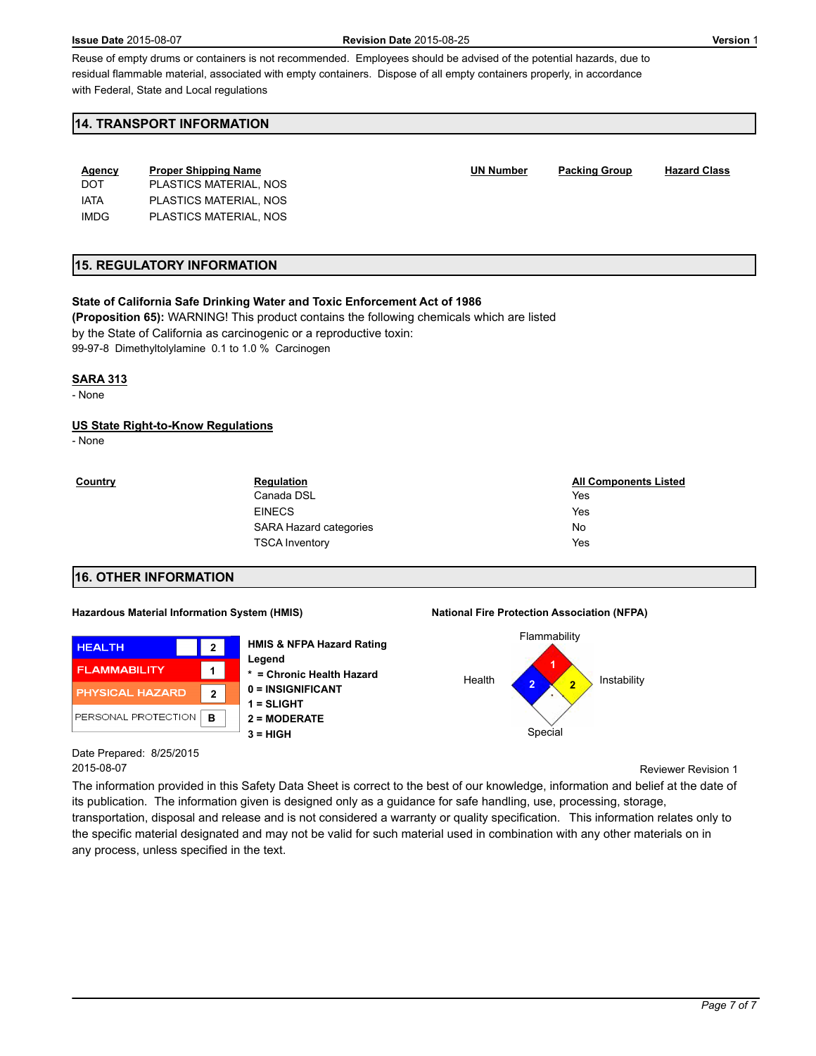Reuse of empty drums or containers is not recommended. Employees should be advised of the potential hazards, due to residual flammable material, associated with empty containers. Dispose of all empty containers properly, in accordance with Federal, State and Local regulations

## 14. TRANSPORT INFORMATION

| Agency | Proper Shipping Name | UN Number | Packing Group | Hazard Class |
|---|---|---|---|---|
| DOT | PLASTICS MATERIAL, NOS | | | |
| IATA | PLASTICS MATERIAL, NOS | | | |
| IMDG | PLASTICS MATERIAL, NOS | | | |

## 15. REGULATORY INFORMATION

**State of California Safe Drinking Water and Toxic Enforcement Act of 1986**
**(Proposition 65):** WARNING! This product contains the following chemicals which are listed by the State of California as carcinogenic or a reproductive toxin:
99-97-8 Dimethyltolylamine 0.1 to 1.0 % Carcinogen

**SARA 313**
- None

**US State Right-to-Know Regulations**
- None

| Country | Regulation | All Components Listed |
|---|---|---|
| | Canada DSL | Yes |
| | EINECS | Yes |
| | SARA Hazard categories | No |
| | TSCA Inventory | Yes |

## 16. OTHER INFORMATION

**Hazardous Material Information System (HMIS)**

| | |
|---|---|
| HEALTH | 2 |
| FLAMMABILITY | 1 |
| PHYSICAL HAZARD | 2 |
| PERSONAL PROTECTION | B |

**HMIS & NFPA Hazard Rating Legend**
**\* = Chronic Health Hazard**
**0 = INSIGNIFICANT**
**1 = SLIGHT**
**2 = MODERATE**
**3 = HIGH**

**National Fire Protection Association (NFPA)**

Flammability 1
Health 2
Instability 2
Special

Date Prepared: 8/25/2015
2015-08-07

Reviewer Revision 1

The information provided in this Safety Data Sheet is correct to the best of our knowledge, information and belief at the date of its publication. The information given is designed only as a guidance for safe handling, use, processing, storage, transportation, disposal and release and is not considered a warranty or quality specification. This information relates only to the specific material designated and may not be valid for such material used in combination with any other materials on in any process, unless specified in the text.